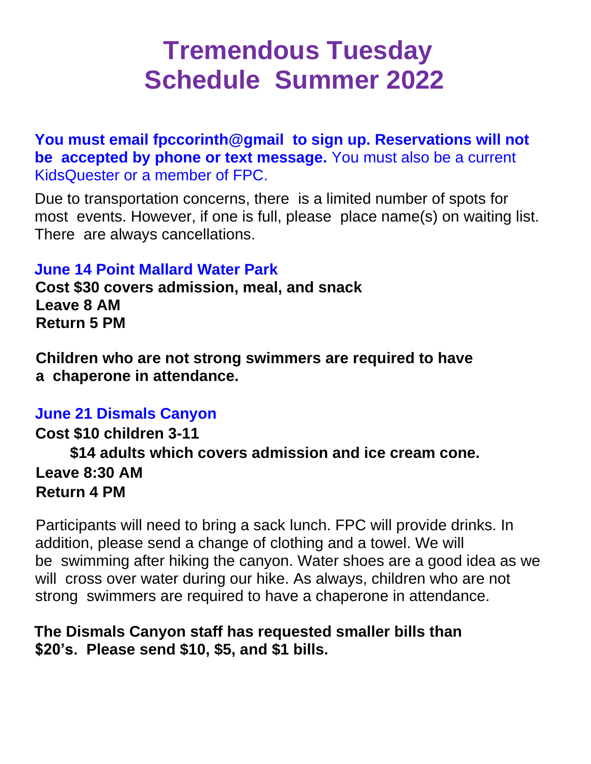# Tremendous Tuesday Schedule Summer 2022

**You must email fpccorinth@gmail to sign up. Reservations will not be accepted by phone or text message.** You must also be a current KidsQuester or a member of FPC.

Due to transportation concerns, there is a limited number of spots for most events. However, if one is full, please place name(s) on waiting list. There are always cancellations.

## June 14 Point Mallard Water Park

**Cost $30 covers admission, meal, and snack**
**Leave 8 AM**
**Return 5 PM**

**Children who are not strong swimmers are required to have a chaperone in attendance.**

## June 21 Dismals Canyon

**Cost $10 children 3-11**
**$14 adults which covers admission and ice cream cone.**
**Leave 8:30 AM**
**Return 4 PM**

Participants will need to bring a sack lunch. FPC will provide drinks. In addition, please send a change of clothing and a towel. We will be swimming after hiking the canyon. Water shoes are a good idea as we will cross over water during our hike. As always, children who are not strong swimmers are required to have a chaperone in attendance.

**The Dismals Canyon staff has requested smaller bills than $20's. Please send $10, $5, and $1 bills.**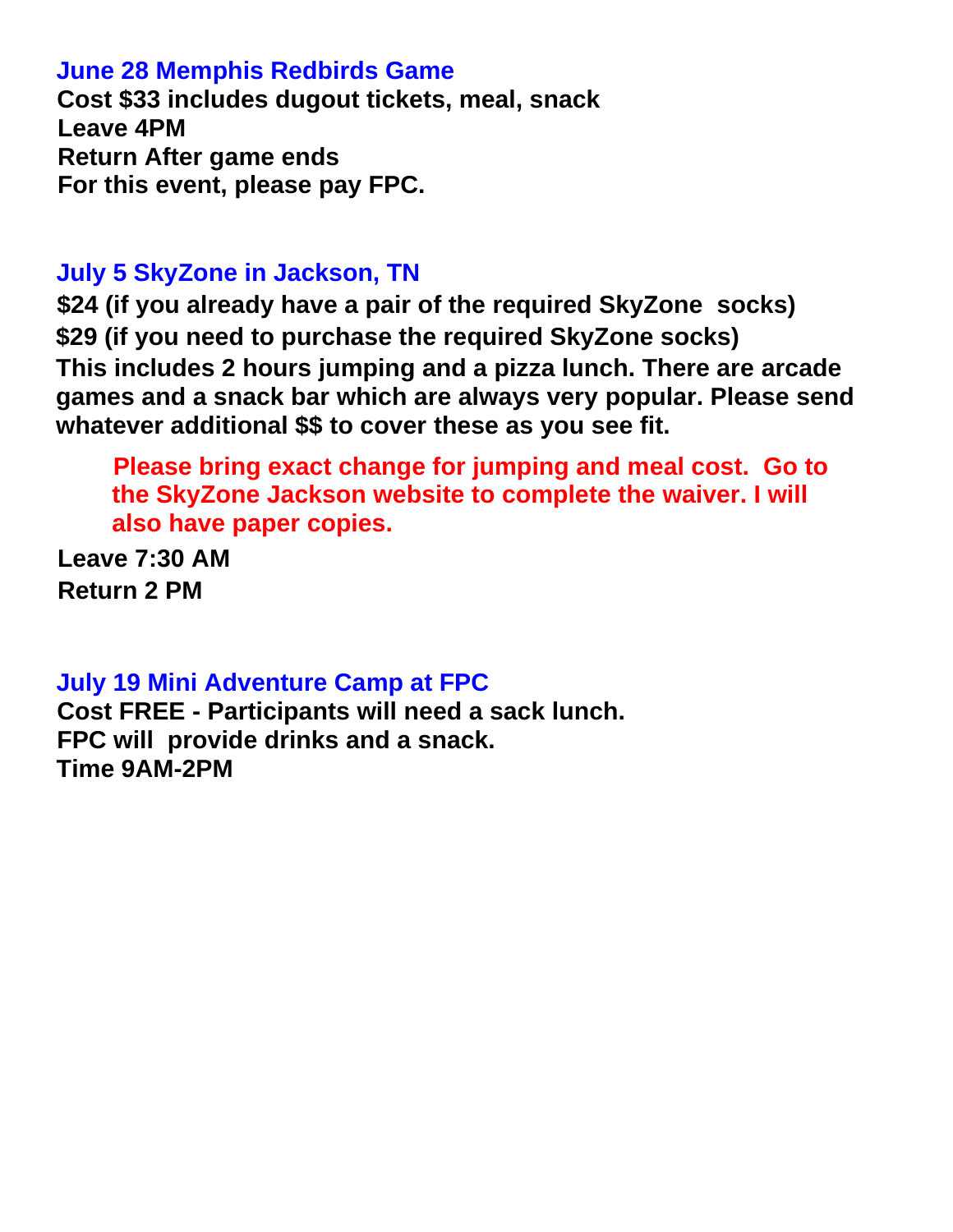## June 28 Memphis Redbirds Game

**Cost $33 includes dugout tickets, meal, snack**
**Leave 4PM**
**Return After game ends**
**For this event, please pay FPC.**

## July 5 SkyZone in Jackson, TN

**$24 (if you already have a pair of the required SkyZone socks)**
**$29 (if you need to purchase the required SkyZone socks)**
**This includes 2 hours jumping and a pizza lunch. There are arcade games and a snack bar which are always very popular. Please send whatever additional $$ to cover these as you see fit.**

> **Please bring exact change for jumping and meal cost. Go to the SkyZone Jackson website to complete the waiver. I will also have paper copies.**

**Leave 7:30 AM**
**Return 2 PM**

## July 19 Mini Adventure Camp at FPC

**Cost FREE - Participants will need a sack lunch.**
**FPC will provide drinks and a snack.**
**Time 9AM-2PM**